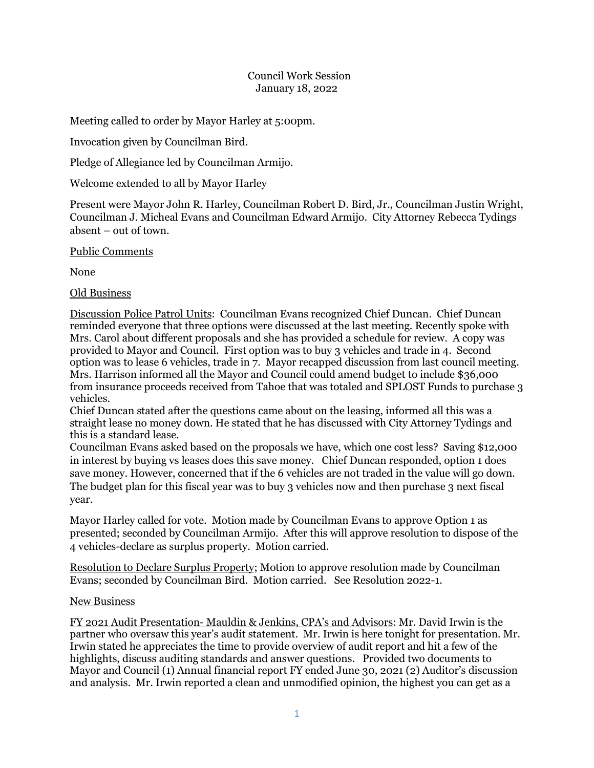Council Work Session
January 18, 2022

Meeting called to order by Mayor Harley at 5:00pm.

Invocation given by Councilman Bird.

Pledge of Allegiance led by Councilman Armijo.

Welcome extended to all by Mayor Harley

Present were Mayor John R. Harley, Councilman Robert D. Bird, Jr., Councilman Justin Wright, Councilman J. Micheal Evans and Councilman Edward Armijo. City Attorney Rebecca Tydings absent – out of town.

<u>Public Comments</u>

None

<u>Old Business</u>

<u>Discussion Police Patrol Units</u>: Councilman Evans recognized Chief Duncan. Chief Duncan reminded everyone that three options were discussed at the last meeting. Recently spoke with Mrs. Carol about different proposals and she has provided a schedule for review. A copy was provided to Mayor and Council. First option was to buy 3 vehicles and trade in 4. Second option was to lease 6 vehicles, trade in 7. Mayor recapped discussion from last council meeting. Mrs. Harrison informed all the Mayor and Council could amend budget to include $36,000 from insurance proceeds received from Tahoe that was totaled and SPLOST Funds to purchase 3 vehicles.
Chief Duncan stated after the questions came about on the leasing, informed all this was a straight lease no money down. He stated that he has discussed with City Attorney Tydings and this is a standard lease.
Councilman Evans asked based on the proposals we have, which one cost less? Saving $12,000 in interest by buying vs leases does this save money. Chief Duncan responded, option 1 does save money. However, concerned that if the 6 vehicles are not traded in the value will go down. The budget plan for this fiscal year was to buy 3 vehicles now and then purchase 3 next fiscal year.

Mayor Harley called for vote. Motion made by Councilman Evans to approve Option 1 as presented; seconded by Councilman Armijo. After this will approve resolution to dispose of the 4 vehicles-declare as surplus property. Motion carried.

<u>Resolution to Declare Surplus Property</u>; Motion to approve resolution made by Councilman Evans; seconded by Councilman Bird. Motion carried. See Resolution 2022-1.

<u>New Business</u>

<u>FY 2021 Audit Presentation- Mauldin & Jenkins, CPA's and Advisors</u>: Mr. David Irwin is the partner who oversaw this year's audit statement. Mr. Irwin is here tonight for presentation. Mr. Irwin stated he appreciates the time to provide overview of audit report and hit a few of the highlights, discuss auditing standards and answer questions. Provided two documents to Mayor and Council (1) Annual financial report FY ended June 30, 2021 (2) Auditor's discussion and analysis. Mr. Irwin reported a clean and unmodified opinion, the highest you can get as a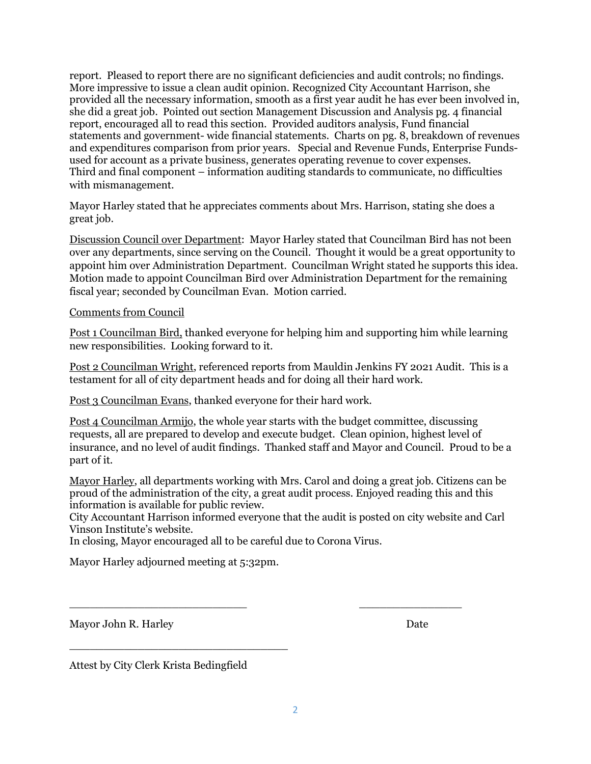report. Pleased to report there are no significant deficiencies and audit controls; no findings. More impressive to issue a clean audit opinion. Recognized City Accountant Harrison, she provided all the necessary information, smooth as a first year audit he has ever been involved in, she did a great job. Pointed out section Management Discussion and Analysis pg. 4 financial report, encouraged all to read this section. Provided auditors analysis, Fund financial statements and government- wide financial statements. Charts on pg. 8, breakdown of revenues and expenditures comparison from prior years. Special and Revenue Funds, Enterprise Funds- used for account as a private business, generates operating revenue to cover expenses. Third and final component – information auditing standards to communicate, no difficulties with mismanagement.

Mayor Harley stated that he appreciates comments about Mrs. Harrison, stating she does a great job.

Discussion Council over Department: Mayor Harley stated that Councilman Bird has not been over any departments, since serving on the Council. Thought it would be a great opportunity to appoint him over Administration Department. Councilman Wright stated he supports this idea. Motion made to appoint Councilman Bird over Administration Department for the remaining fiscal year; seconded by Councilman Evan. Motion carried.

Comments from Council

Post 1 Councilman Bird, thanked everyone for helping him and supporting him while learning new responsibilities. Looking forward to it.

Post 2 Councilman Wright, referenced reports from Mauldin Jenkins FY 2021 Audit. This is a testament for all of city department heads and for doing all their hard work.

Post 3 Councilman Evans, thanked everyone for their hard work.

Post 4 Councilman Armijo, the whole year starts with the budget committee, discussing requests, all are prepared to develop and execute budget. Clean opinion, highest level of insurance, and no level of audit findings. Thanked staff and Mayor and Council. Proud to be a part of it.

Mayor Harley, all departments working with Mrs. Carol and doing a great job. Citizens can be proud of the administration of the city, a great audit process. Enjoyed reading this and this information is available for public review.
City Accountant Harrison informed everyone that the audit is posted on city website and Carl Vinson Institute's website.
In closing, Mayor encouraged all to be careful due to Corona Virus.

Mayor Harley adjourned meeting at 5:32pm.

___________________________ ________________

Mayor John R. Harley Date

_________________________________

Attest by City Clerk Krista Bedingfield